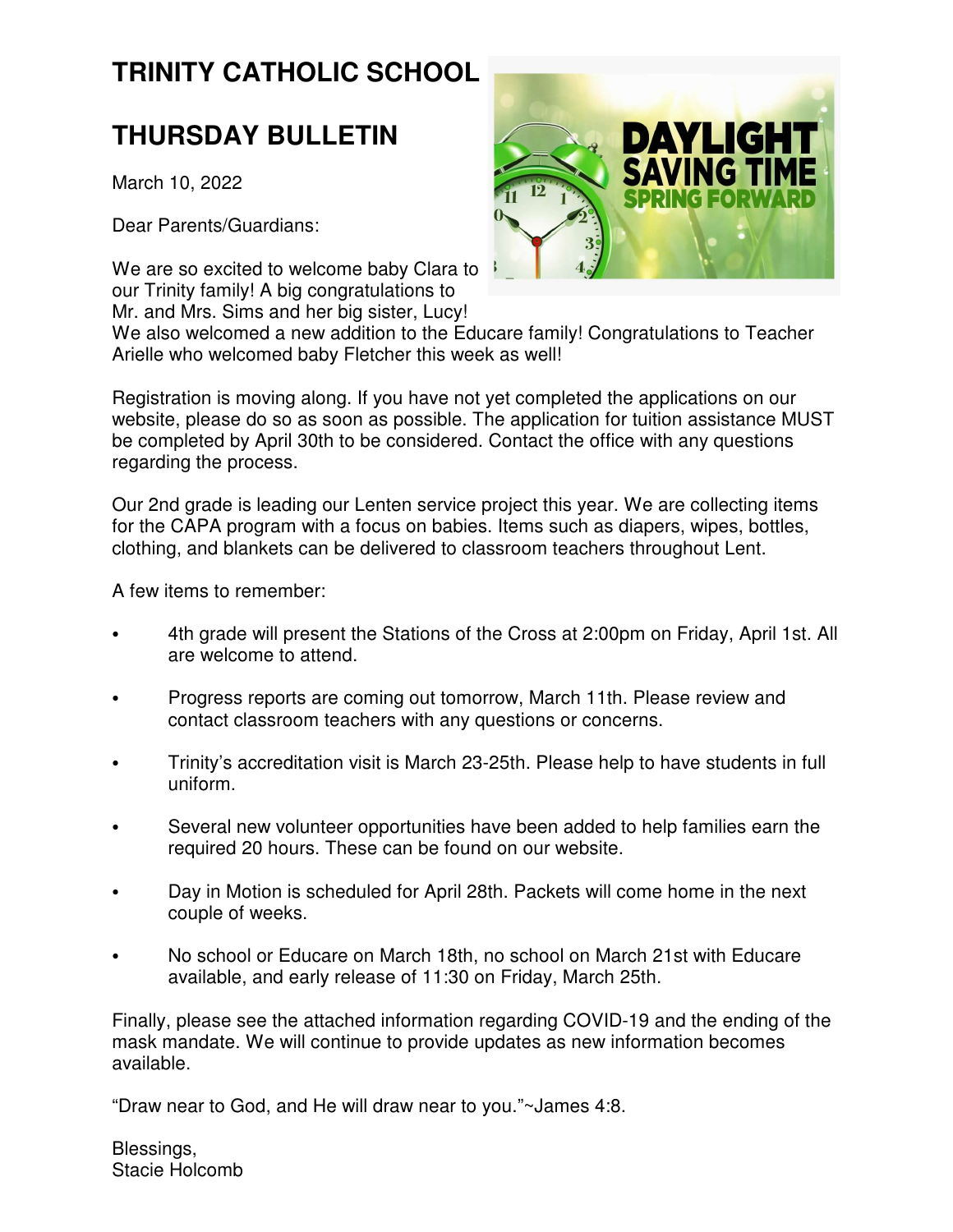# TRINITY CATHOLIC SCHOOL

# THURSDAY BULLETIN

March 10, 2022

Dear Parents/Guardians:

We are so excited to welcome baby Clara to our Trinity family! A big congratulations to Mr. and Mrs. Sims and her big sister, Lucy! We also welcomed a new addition to the Educare family! Congratulations to Teacher Arielle who welcomed baby Fletcher this week as well!

Registration is moving along. If you have not yet completed the applications on our website, please do so as soon as possible. The application for tuition assistance MUST be completed by April 30th to be considered. Contact the office with any questions regarding the process.

Our 2nd grade is leading our Lenten service project this year. We are collecting items for the CAPA program with a focus on babies. Items such as diapers, wipes, bottles, clothing, and blankets can be delivered to classroom teachers throughout Lent.

A few items to remember:

- 4th grade will present the Stations of the Cross at 2:00pm on Friday, April 1st. All are welcome to attend.
- Progress reports are coming out tomorrow, March 11th. Please review and contact classroom teachers with any questions or concerns.
- Trinity's accreditation visit is March 23-25th. Please help to have students in full uniform.
- Several new volunteer opportunities have been added to help families earn the required 20 hours. These can be found on our website.
- Day in Motion is scheduled for April 28th. Packets will come home in the next couple of weeks.
- No school or Educare on March 18th, no school on March 21st with Educare available, and early release of 11:30 on Friday, March 25th.

Finally, please see the attached information regarding COVID-19 and the ending of the mask mandate. We will continue to provide updates as new information becomes available.

"Draw near to God, and He will draw near to you."~James 4:8.

Blessings,
Stacie Holcomb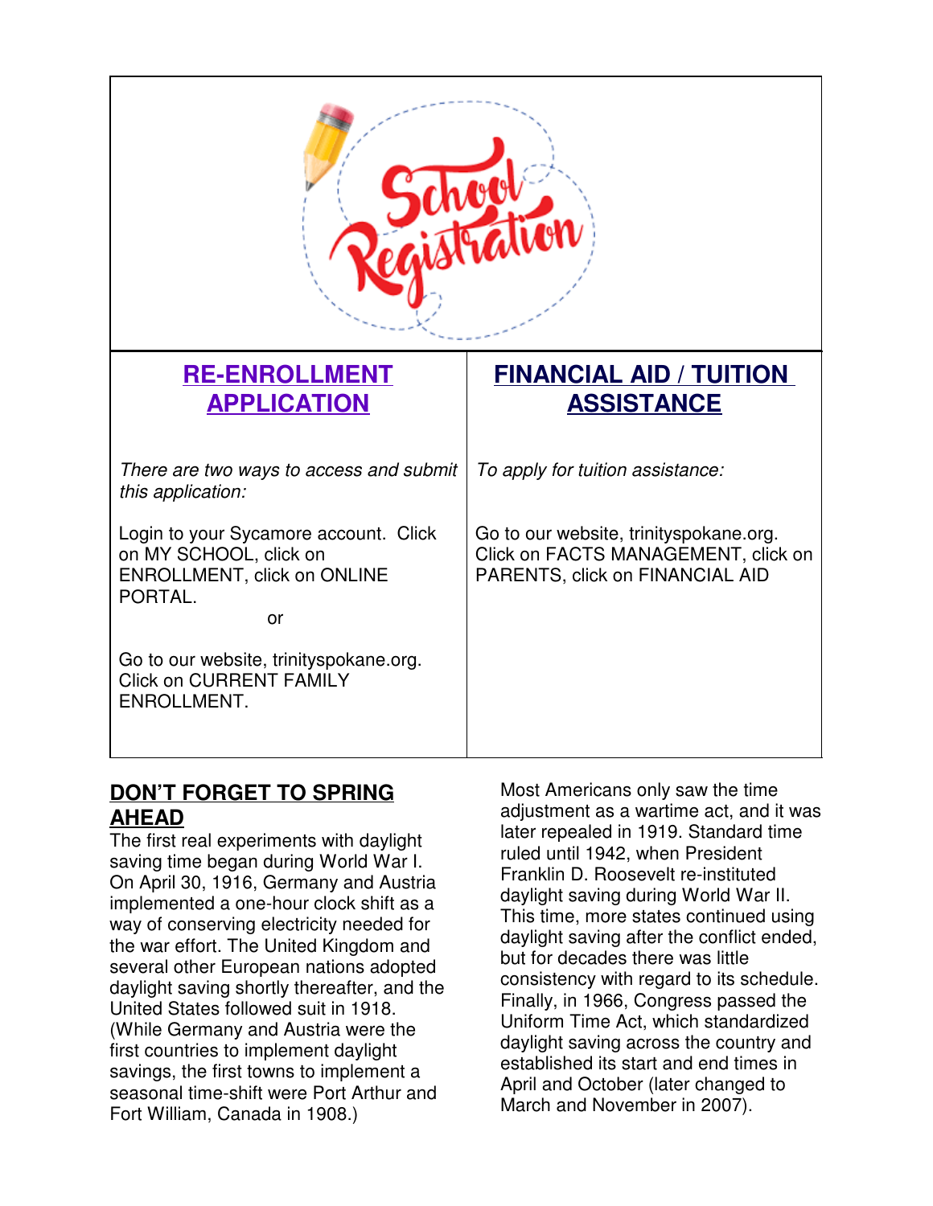School Registration

| RE-ENROLLMENT APPLICATION | FINANCIAL AID / TUITION ASSISTANCE |
| --- | --- |
| *There are two ways to access and submit this application:*<br><br>Login to your Sycamore account. Click on MY SCHOOL, click on ENROLLMENT, click on ONLINE PORTAL.<br><br>or<br><br>Go to our website, trinityspokane.org. Click on CURRENT FAMILY ENROLLMENT. | *To apply for tuition assistance:*<br><br>Go to our website, trinityspokane.org. Click on FACTS MANAGEMENT, click on PARENTS, click on FINANCIAL AID |

## DON'T FORGET TO SPRING AHEAD

The first real experiments with daylight saving time began during World War I. On April 30, 1916, Germany and Austria implemented a one-hour clock shift as a way of conserving electricity needed for the war effort. The United Kingdom and several other European nations adopted daylight saving shortly thereafter, and the United States followed suit in 1918. (While Germany and Austria were the first countries to implement daylight savings, the first towns to implement a seasonal time-shift were Port Arthur and Fort William, Canada in 1908.)

Most Americans only saw the time adjustment as a wartime act, and it was later repealed in 1919. Standard time ruled until 1942, when President Franklin D. Roosevelt re-instituted daylight saving during World War II. This time, more states continued using daylight saving after the conflict ended, but for decades there was little consistency with regard to its schedule. Finally, in 1966, Congress passed the Uniform Time Act, which standardized daylight saving across the country and established its start and end times in April and October (later changed to March and November in 2007).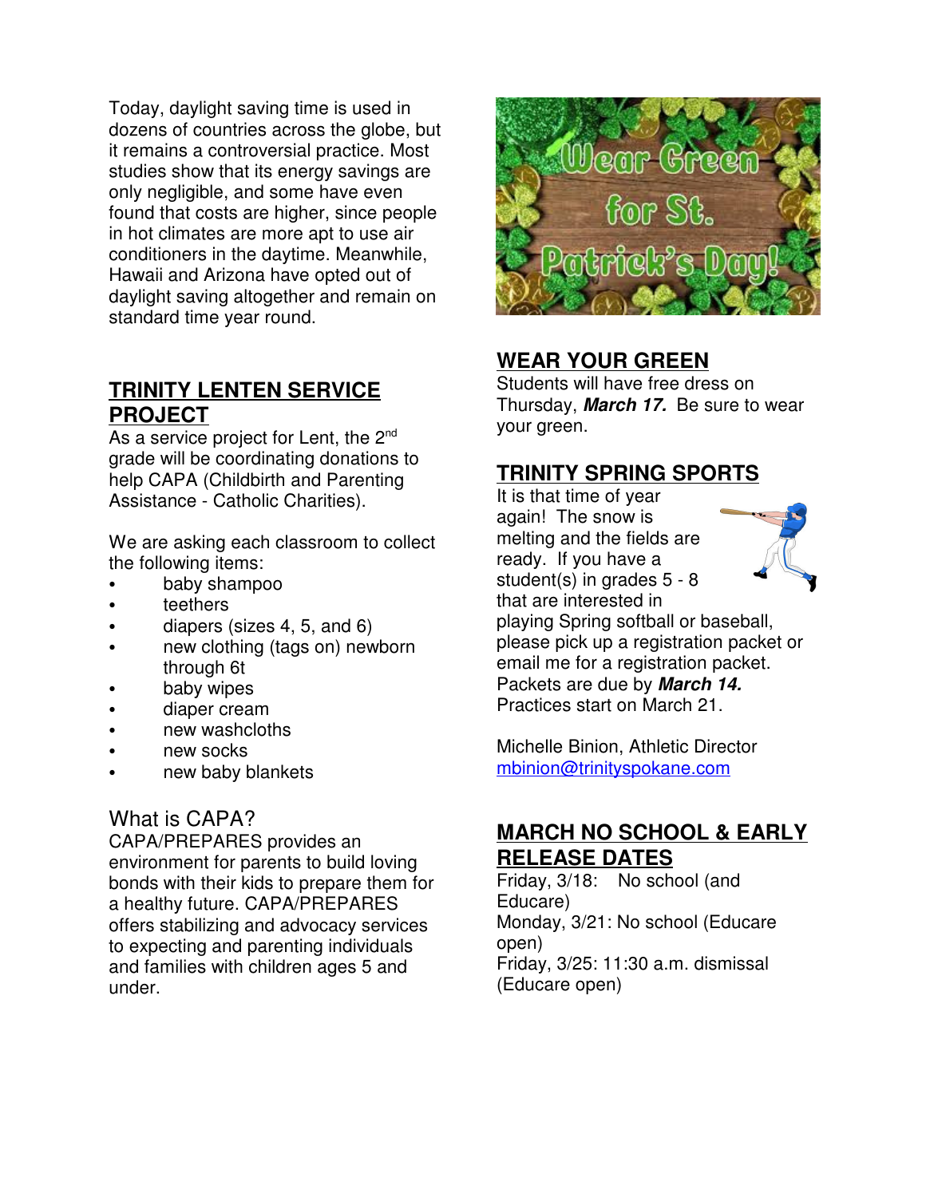Today, daylight saving time is used in dozens of countries across the globe, but it remains a controversial practice. Most studies show that its energy savings are only negligible, and some have even found that costs are higher, since people in hot climates are more apt to use air conditioners in the daytime. Meanwhile, Hawaii and Arizona have opted out of daylight saving altogether and remain on standard time year round.

## TRINITY LENTEN SERVICE PROJECT

As a service project for Lent, the 2nd grade will be coordinating donations to help CAPA (Childbirth and Parenting Assistance - Catholic Charities).

We are asking each classroom to collect the following items:

- baby shampoo
- teethers
- diapers (sizes 4, 5, and 6)
- new clothing (tags on) newborn through 6t
- baby wipes
- diaper cream
- new washcloths
- new socks
- new baby blankets

### What is CAPA?

CAPA/PREPARES provides an environment for parents to build loving bonds with their kids to prepare them for a healthy future. CAPA/PREPARES offers stabilizing and advocacy services to expecting and parenting individuals and families with children ages 5 and under.

Wear Green for St. Patrick's Day!

## WEAR YOUR GREEN

Students will have free dress on Thursday, ***March 17.*** Be sure to wear your green.

## TRINITY SPRING SPORTS

It is that time of year again! The snow is melting and the fields are ready. If you have a student(s) in grades 5 - 8 that are interested in playing Spring softball or baseball, please pick up a registration packet or email me for a registration packet. Packets are due by ***March 14.*** Practices start on March 21.

Michelle Binion, Athletic Director
mbinion@trinityspokane.com

## MARCH NO SCHOOL & EARLY RELEASE DATES

Friday, 3/18: No school (and Educare)
Monday, 3/21: No school (Educare open)
Friday, 3/25: 11:30 a.m. dismissal (Educare open)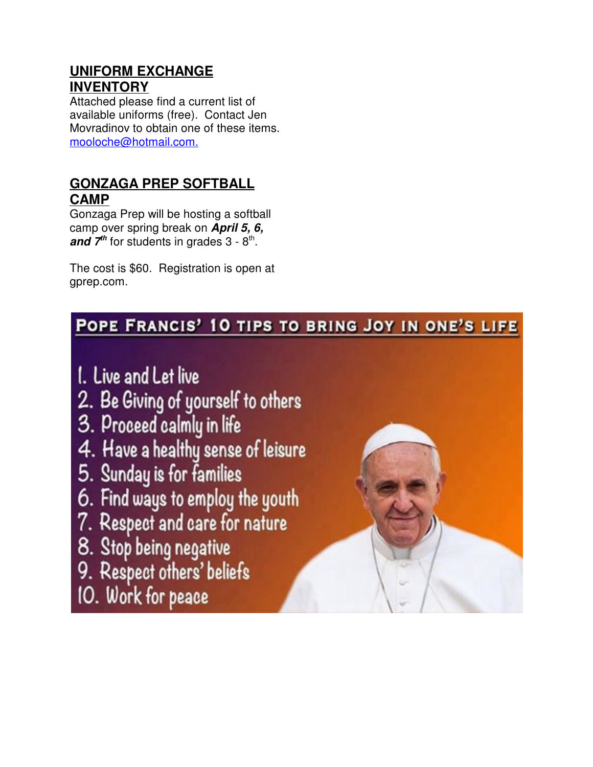## UNIFORM EXCHANGE INVENTORY

Attached please find a current list of available uniforms (free). Contact Jen Movradinov to obtain one of these items. mooloche@hotmail.com.

## GONZAGA PREP SOFTBALL CAMP

Gonzaga Prep will be hosting a softball camp over spring break on ***April 5, 6, and 7th*** for students in grades 3 - 8th.

The cost is $60. Registration is open at gprep.com.

## POPE FRANCIS' 10 TIPS TO BRING JOY IN ONE'S LIFE

1. Live and Let live
2. Be Giving of yourself to others
3. Proceed calmly in life
4. Have a healthy sense of leisure
5. Sunday is for families
6. Find ways to employ the youth
7. Respect and care for nature
8. Stop being negative
9. Respect others' beliefs
10. Work for peace